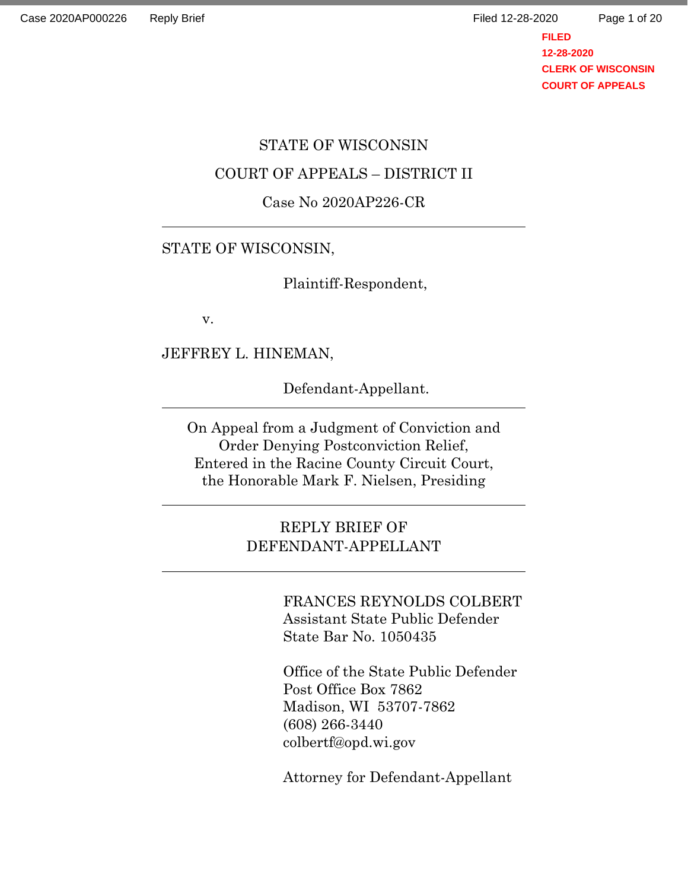STATE OF WISCONSIN

COURT OF APPEALS – DISTRICT II

Case No 2020AP226-CR

---

STATE OF WISCONSIN,

Plaintiff-Respondent,

v.

JEFFREY L. HINEMAN,

Defendant-Appellant.

---

On Appeal from a Judgment of Conviction and
Order Denying Postconviction Relief,
Entered in the Racine County Circuit Court,
the Honorable Mark F. Nielsen, Presiding

---

REPLY BRIEF OF
DEFENDANT-APPELLANT

---

FRANCES REYNOLDS COLBERT
Assistant State Public Defender
State Bar No. 1050435

Office of the State Public Defender
Post Office Box 7862
Madison, WI 53707-7862
(608) 266-3440
colbertf@opd.wi.gov

Attorney for Defendant-Appellant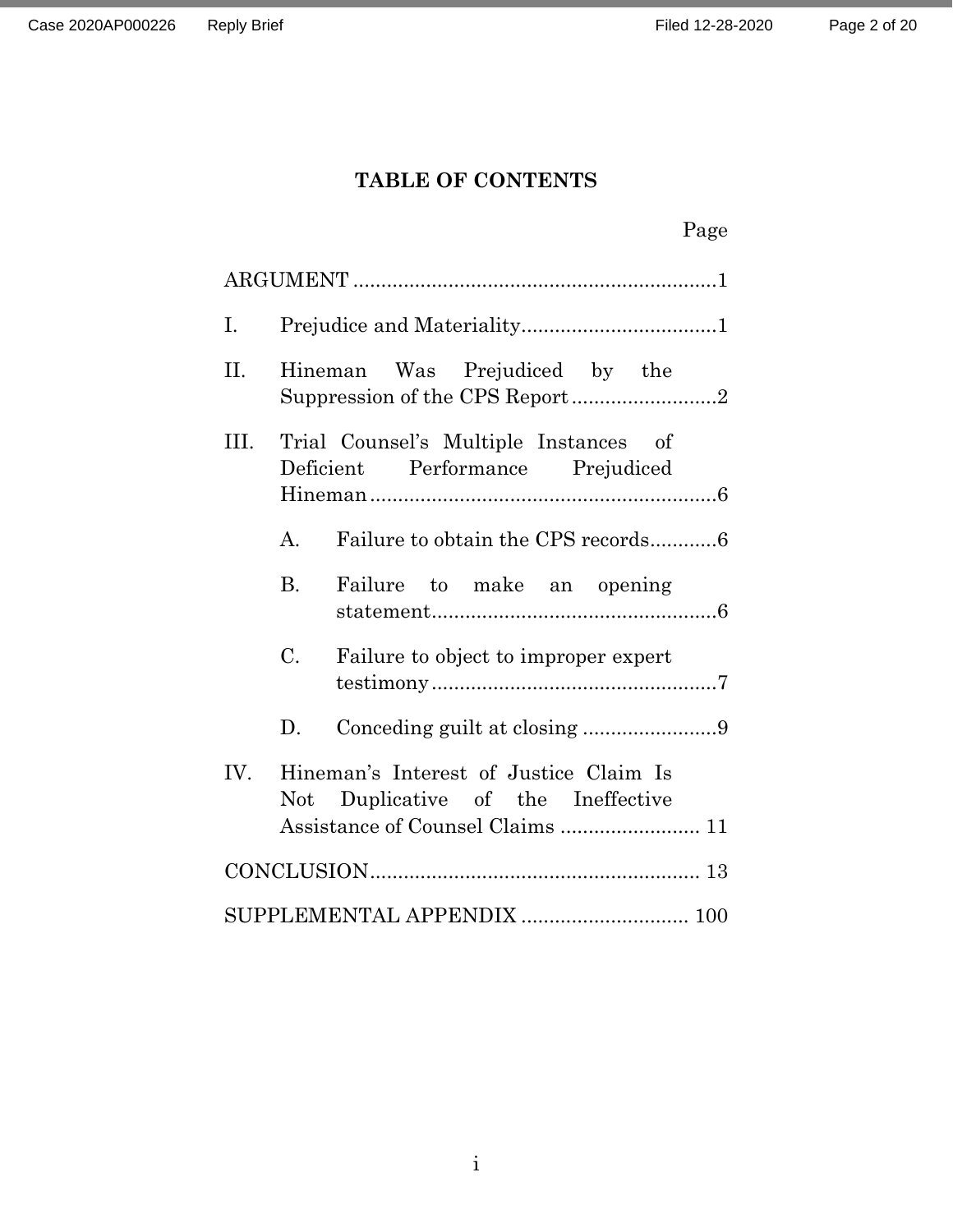# TABLE OF CONTENTS

| | Page |
|---|---|
| ARGUMENT | 1 |
| I. Prejudice and Materiality | 1 |
| II. Hineman Was Prejudiced by the Suppression of the CPS Report | 2 |
| III. Trial Counsel's Multiple Instances of Deficient Performance Prejudiced Hineman | 6 |
| A. Failure to obtain the CPS records | 6 |
| B. Failure to make an opening statement | 6 |
| C. Failure to object to improper expert testimony | 7 |
| D. Conceding guilt at closing | 9 |
| IV. Hineman's Interest of Justice Claim Is Not Duplicative of the Ineffective Assistance of Counsel Claims | 11 |
| CONCLUSION | 13 |
| SUPPLEMENTAL APPENDIX | 100 |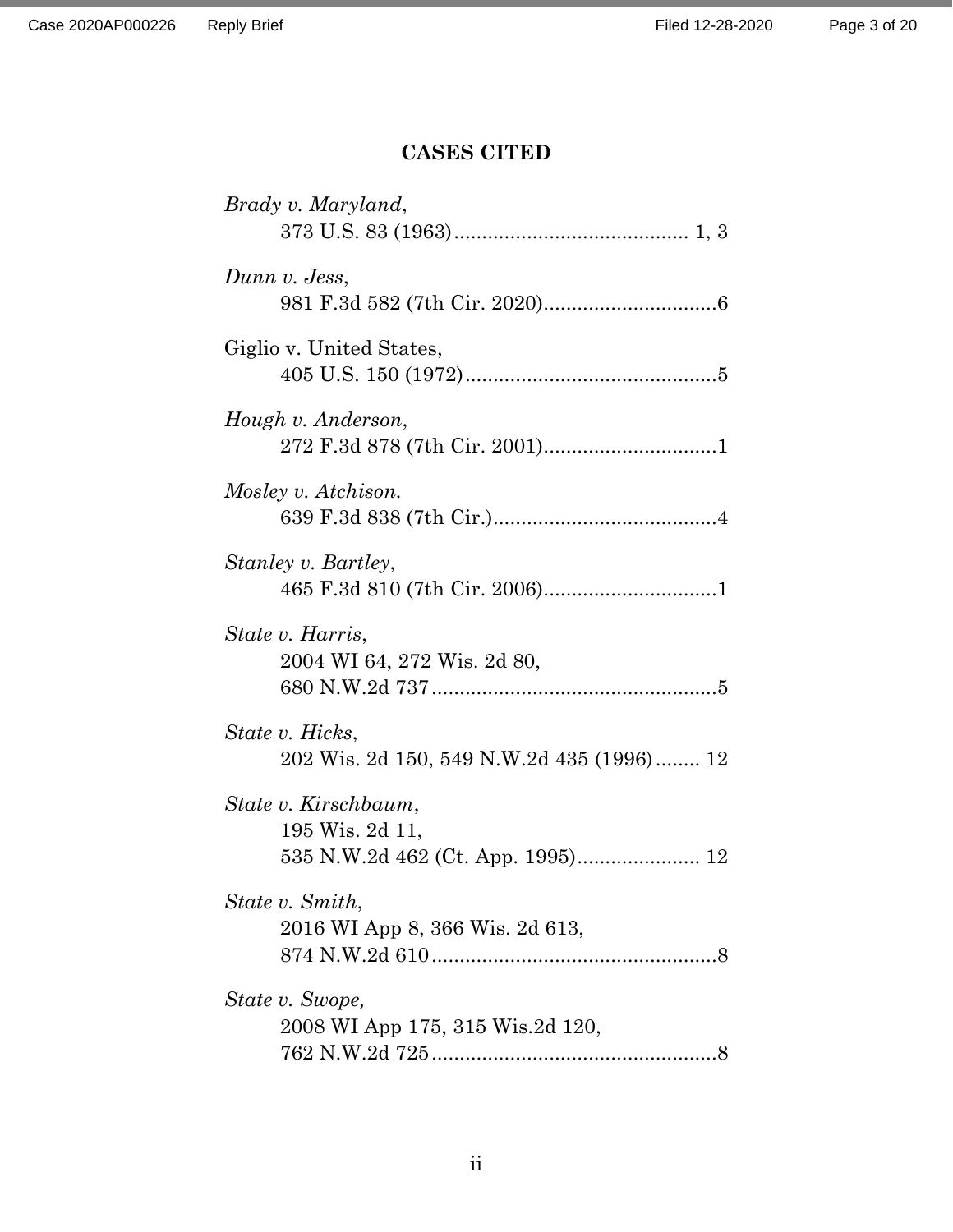## CASES CITED

*Brady v. Maryland*,
373 U.S. 83 (1963) .......................................... 1, 3

*Dunn v. Jess*,
981 F.3d 582 (7th Cir. 2020)...............................6

Giglio v. United States,
405 U.S. 150 (1972).............................................5

*Hough v. Anderson*,
272 F.3d 878 (7th Cir. 2001)...............................1

*Mosley v. Atchison.*
639 F.3d 838 (7th Cir.)........................................4

*Stanley v. Bartley*,
465 F.3d 810 (7th Cir. 2006)...............................1

*State v. Harris*,
2004 WI 64, 272 Wis. 2d 80,
680 N.W.2d 737...................................................5

*State v. Hicks*,
202 Wis. 2d 150, 549 N.W.2d 435 (1996)........ 12

*State v. Kirschbaum*,
195 Wis. 2d 11,
535 N.W.2d 462 (Ct. App. 1995)...................... 12

*State v. Smith*,
2016 WI App 8, 366 Wis. 2d 613,
874 N.W.2d 610...................................................8

*State v. Swope,*
2008 WI App 175, 315 Wis.2d 120,
762 N.W.2d 725...................................................8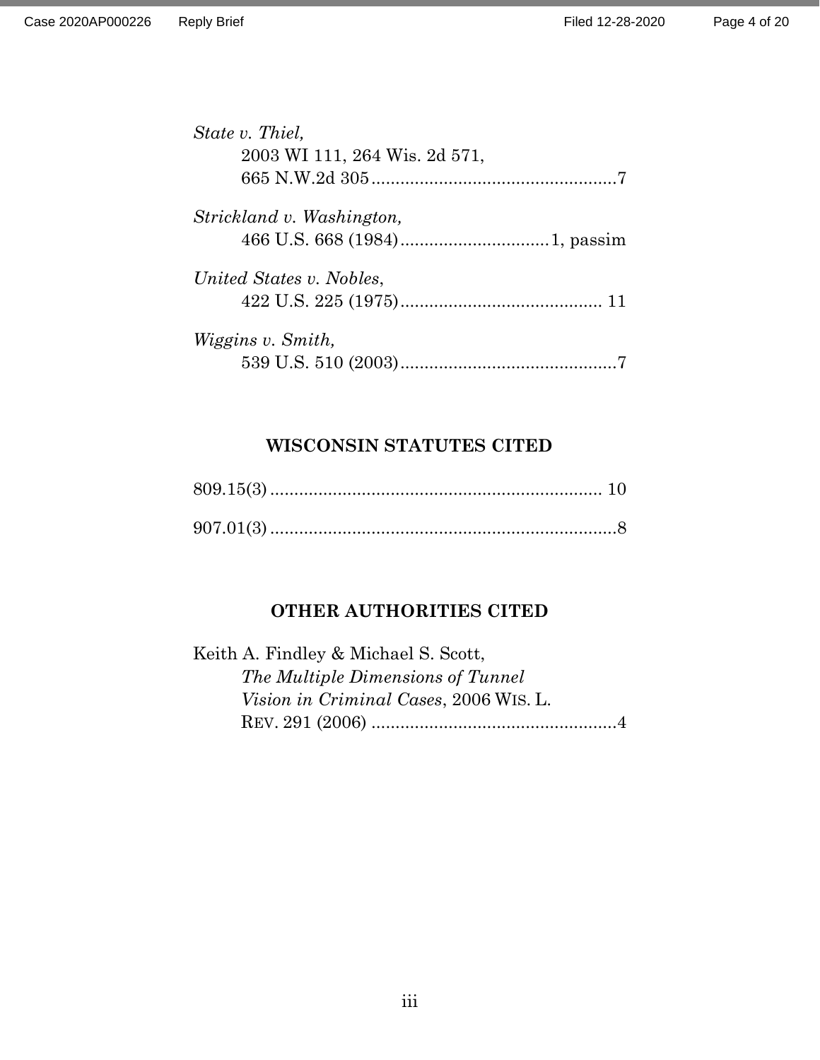*State v. Thiel,*
2003 WI 111, 264 Wis. 2d 571,
665 N.W.2d 305....................................................7

*Strickland v. Washington,*
466 U.S. 668 (1984)...............................1, passim

*United States v. Nobles*,
422 U.S. 225 (1975).......................................... 11

*Wiggins v. Smith,*
539 U.S. 510 (2003).............................................7

## WISCONSIN STATUTES CITED

809.15(3) ..................................................................... 10

907.01(3) ........................................................................8

## OTHER AUTHORITIES CITED

Keith A. Findley & Michael S. Scott,
*The Multiple Dimensions of Tunnel Vision in Criminal Cases*, 2006 WIS. L. REV. 291 (2006) ...................................................4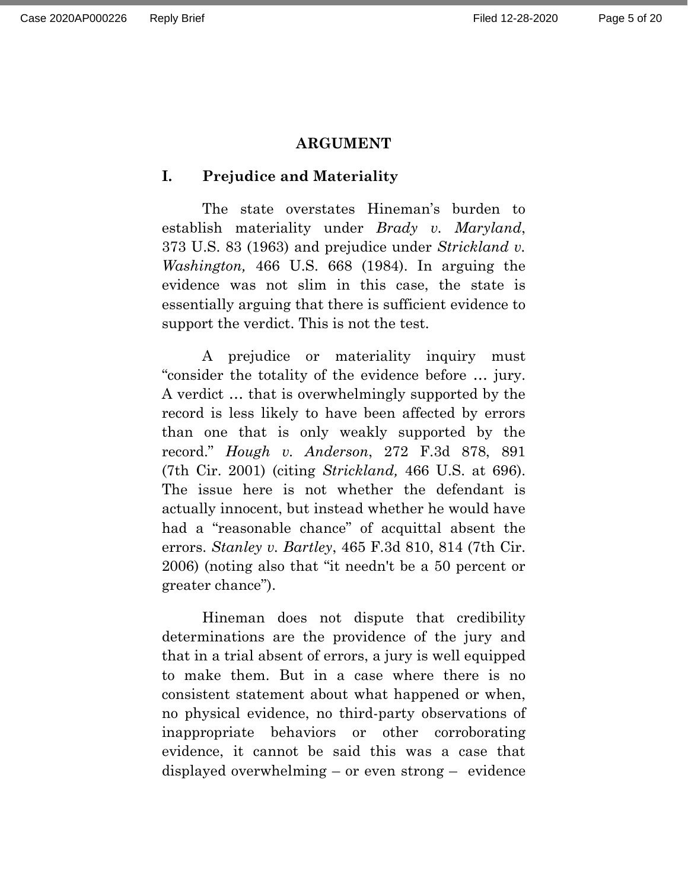## ARGUMENT

### I. Prejudice and Materiality

The state overstates Hineman's burden to establish materiality under *Brady v. Maryland*, 373 U.S. 83 (1963) and prejudice under *Strickland v. Washington,* 466 U.S. 668 (1984). In arguing the evidence was not slim in this case, the state is essentially arguing that there is sufficient evidence to support the verdict. This is not the test.

A prejudice or materiality inquiry must "consider the totality of the evidence before … jury. A verdict … that is overwhelmingly supported by the record is less likely to have been affected by errors than one that is only weakly supported by the record." *Hough v. Anderson*, 272 F.3d 878, 891 (7th Cir. 2001) (citing *Strickland,* 466 U.S. at 696). The issue here is not whether the defendant is actually innocent, but instead whether he would have had a "reasonable chance" of acquittal absent the errors. *Stanley v. Bartley*, 465 F.3d 810, 814 (7th Cir. 2006) (noting also that "it needn't be a 50 percent or greater chance").

Hineman does not dispute that credibility determinations are the providence of the jury and that in a trial absent of errors, a jury is well equipped to make them. But in a case where there is no consistent statement about what happened or when, no physical evidence, no third-party observations of inappropriate behaviors or other corroborating evidence, it cannot be said this was a case that displayed overwhelming – or even strong – evidence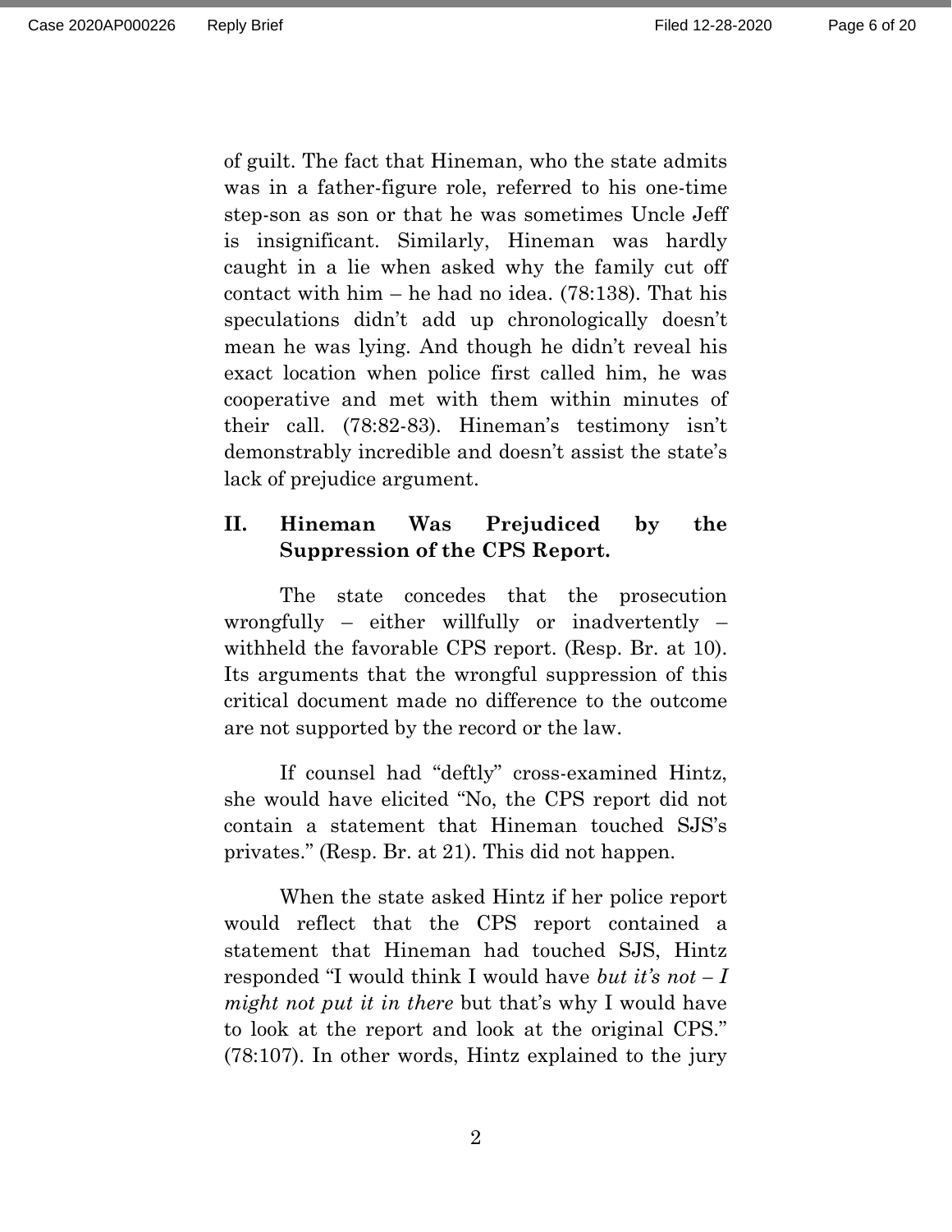of guilt. The fact that Hineman, who the state admits was in a father-figure role, referred to his one-time step-son as son or that he was sometimes Uncle Jeff is insignificant. Similarly, Hineman was hardly caught in a lie when asked why the family cut off contact with him – he had no idea. (78:138). That his speculations didn't add up chronologically doesn't mean he was lying. And though he didn't reveal his exact location when police first called him, he was cooperative and met with them within minutes of their call. (78:82-83). Hineman's testimony isn't demonstrably incredible and doesn't assist the state's lack of prejudice argument.

## II. Hineman Was Prejudiced by the Suppression of the CPS Report.

The state concedes that the prosecution wrongfully – either willfully or inadvertently – withheld the favorable CPS report. (Resp. Br. at 10). Its arguments that the wrongful suppression of this critical document made no difference to the outcome are not supported by the record or the law.

If counsel had "deftly" cross-examined Hintz, she would have elicited "No, the CPS report did not contain a statement that Hineman touched SJS's privates." (Resp. Br. at 21). This did not happen.

When the state asked Hintz if her police report would reflect that the CPS report contained a statement that Hineman had touched SJS, Hintz responded "I would think I would have *but it's not – I might not put it in there* but that's why I would have to look at the report and look at the original CPS." (78:107). In other words, Hintz explained to the jury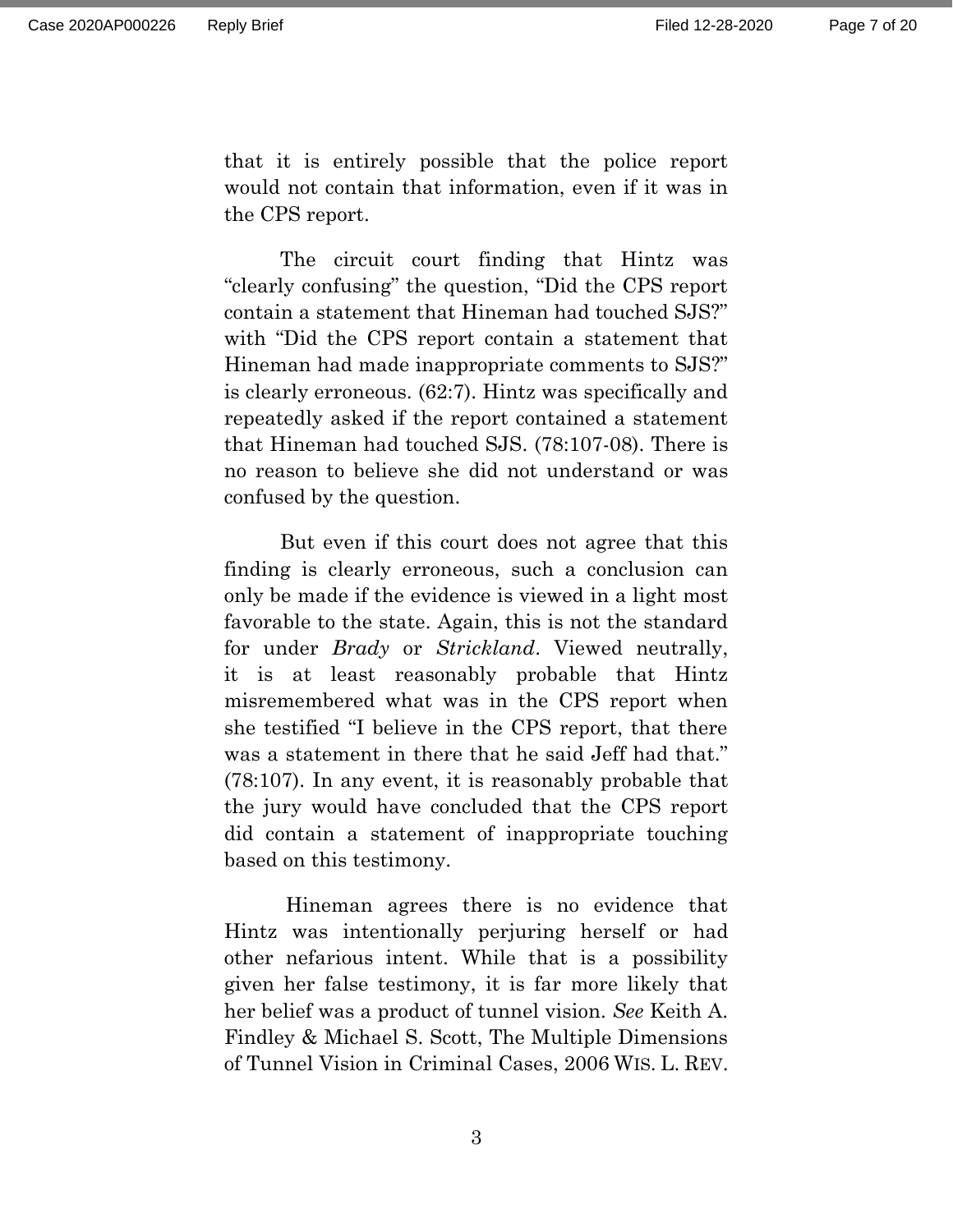that it is entirely possible that the police report would not contain that information, even if it was in the CPS report.

The circuit court finding that Hintz was "clearly confusing" the question, "Did the CPS report contain a statement that Hineman had touched SJS?" with "Did the CPS report contain a statement that Hineman had made inappropriate comments to SJS?" is clearly erroneous. (62:7). Hintz was specifically and repeatedly asked if the report contained a statement that Hineman had touched SJS. (78:107-08). There is no reason to believe she did not understand or was confused by the question.

But even if this court does not agree that this finding is clearly erroneous, such a conclusion can only be made if the evidence is viewed in a light most favorable to the state. Again, this is not the standard for under *Brady* or *Strickland*. Viewed neutrally, it is at least reasonably probable that Hintz misremembered what was in the CPS report when she testified "I believe in the CPS report, that there was a statement in there that he said Jeff had that." (78:107). In any event, it is reasonably probable that the jury would have concluded that the CPS report did contain a statement of inappropriate touching based on this testimony.

Hineman agrees there is no evidence that Hintz was intentionally perjuring herself or had other nefarious intent. While that is a possibility given her false testimony, it is far more likely that her belief was a product of tunnel vision. *See* Keith A. Findley & Michael S. Scott, The Multiple Dimensions of Tunnel Vision in Criminal Cases, 2006 WIS. L. REV.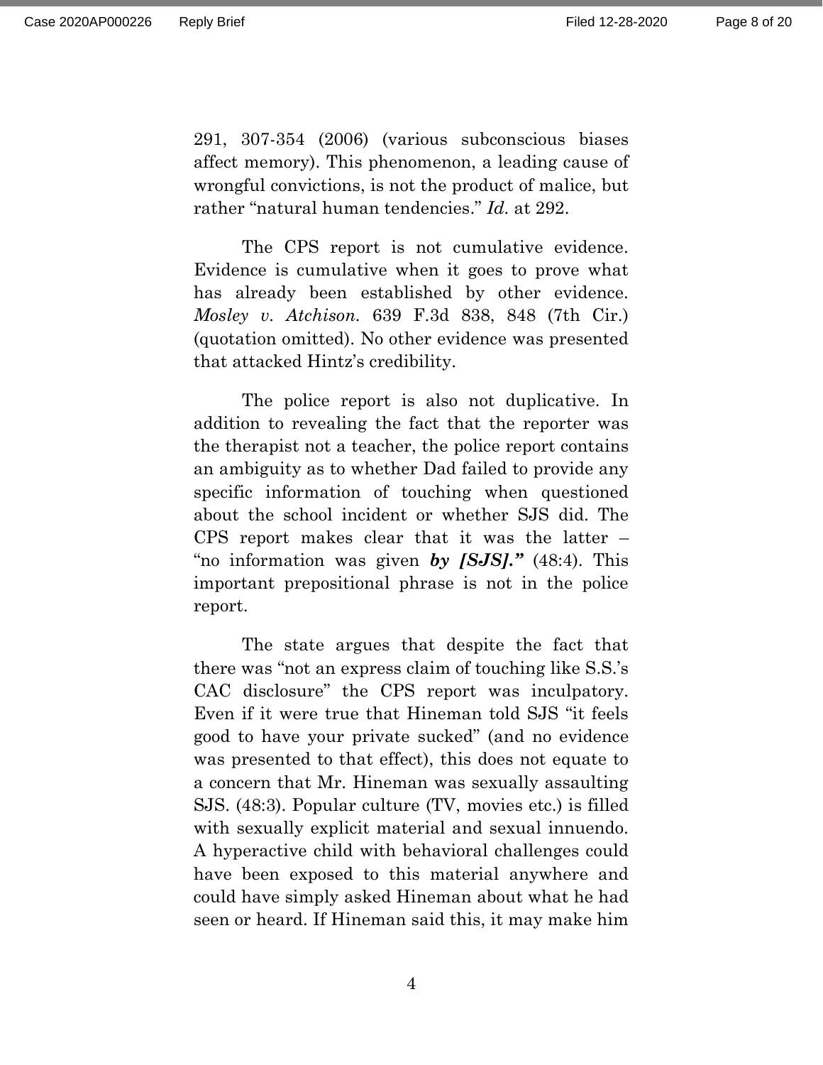291, 307-354 (2006) (various subconscious biases affect memory). This phenomenon, a leading cause of wrongful convictions, is not the product of malice, but rather "natural human tendencies." *Id.* at 292.

The CPS report is not cumulative evidence. Evidence is cumulative when it goes to prove what has already been established by other evidence. *Mosley v. Atchison.* 639 F.3d 838, 848 (7th Cir.) (quotation omitted). No other evidence was presented that attacked Hintz's credibility.

The police report is also not duplicative. In addition to revealing the fact that the reporter was the therapist not a teacher, the police report contains an ambiguity as to whether Dad failed to provide any specific information of touching when questioned about the school incident or whether SJS did. The CPS report makes clear that it was the latter – "no information was given ***by [SJS].***" (48:4). This important prepositional phrase is not in the police report.

The state argues that despite the fact that there was "not an express claim of touching like S.S.'s CAC disclosure" the CPS report was inculpatory. Even if it were true that Hineman told SJS "it feels good to have your private sucked" (and no evidence was presented to that effect), this does not equate to a concern that Mr. Hineman was sexually assaulting SJS. (48:3). Popular culture (TV, movies etc.) is filled with sexually explicit material and sexual innuendo. A hyperactive child with behavioral challenges could have been exposed to this material anywhere and could have simply asked Hineman about what he had seen or heard. If Hineman said this, it may make him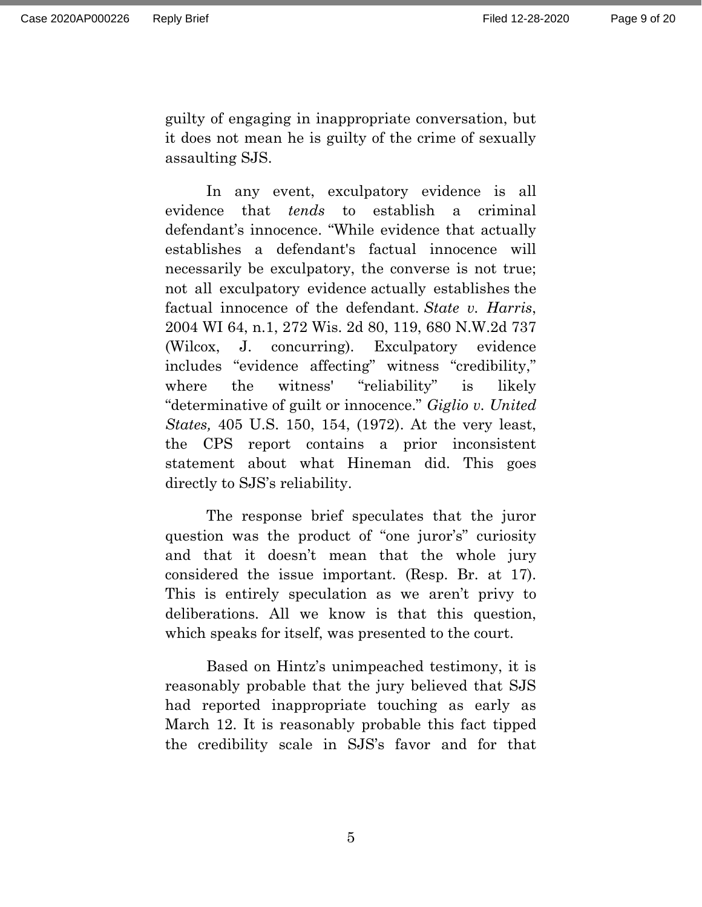guilty of engaging in inappropriate conversation, but it does not mean he is guilty of the crime of sexually assaulting SJS.

In any event, exculpatory evidence is all evidence that *tends* to establish a criminal defendant's innocence. "While evidence that actually establishes a defendant's factual innocence will necessarily be exculpatory, the converse is not true; not all exculpatory evidence actually establishes the factual innocence of the defendant. *State v. Harris*, 2004 WI 64, n.1, 272 Wis. 2d 80, 119, 680 N.W.2d 737 (Wilcox, J. concurring). Exculpatory evidence includes "evidence affecting" witness "credibility," where the witness' "reliability" is likely "determinative of guilt or innocence." *Giglio v. United States,* 405 U.S. 150, 154, (1972). At the very least, the CPS report contains a prior inconsistent statement about what Hineman did. This goes directly to SJS's reliability.

The response brief speculates that the juror question was the product of "one juror's" curiosity and that it doesn't mean that the whole jury considered the issue important. (Resp. Br. at 17). This is entirely speculation as we aren't privy to deliberations. All we know is that this question, which speaks for itself, was presented to the court.

Based on Hintz's unimpeached testimony, it is reasonably probable that the jury believed that SJS had reported inappropriate touching as early as March 12. It is reasonably probable this fact tipped the credibility scale in SJS's favor and for that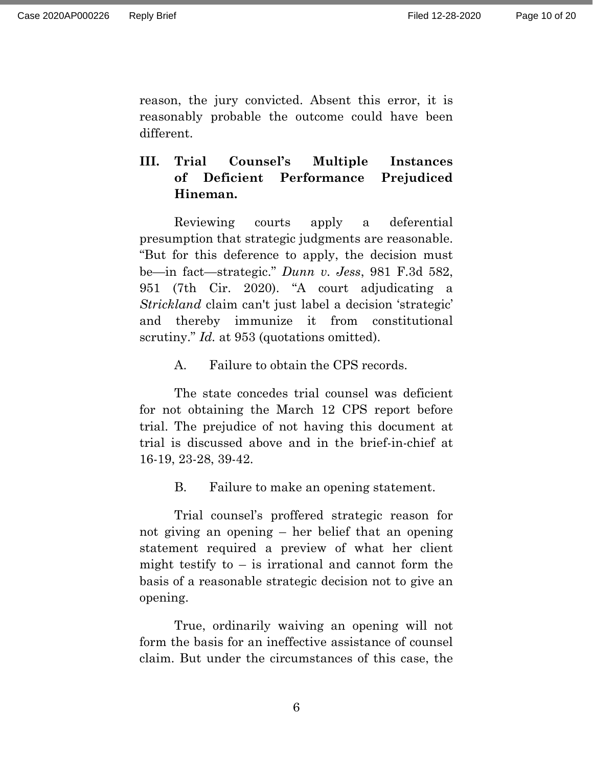reason, the jury convicted. Absent this error, it is reasonably probable the outcome could have been different.

## III. Trial Counsel's Multiple Instances of Deficient Performance Prejudiced Hineman.

Reviewing courts apply a deferential presumption that strategic judgments are reasonable. "But for this deference to apply, the decision must be—in fact—strategic." *Dunn v. Jess*, 981 F.3d 582, 951 (7th Cir. 2020). "A court adjudicating a *Strickland* claim can't just label a decision 'strategic' and thereby immunize it from constitutional scrutiny." *Id.* at 953 (quotations omitted).

### A. Failure to obtain the CPS records.

The state concedes trial counsel was deficient for not obtaining the March 12 CPS report before trial. The prejudice of not having this document at trial is discussed above and in the brief-in-chief at 16-19, 23-28, 39-42.

### B. Failure to make an opening statement.

Trial counsel's proffered strategic reason for not giving an opening – her belief that an opening statement required a preview of what her client might testify to – is irrational and cannot form the basis of a reasonable strategic decision not to give an opening.

True, ordinarily waiving an opening will not form the basis for an ineffective assistance of counsel claim. But under the circumstances of this case, the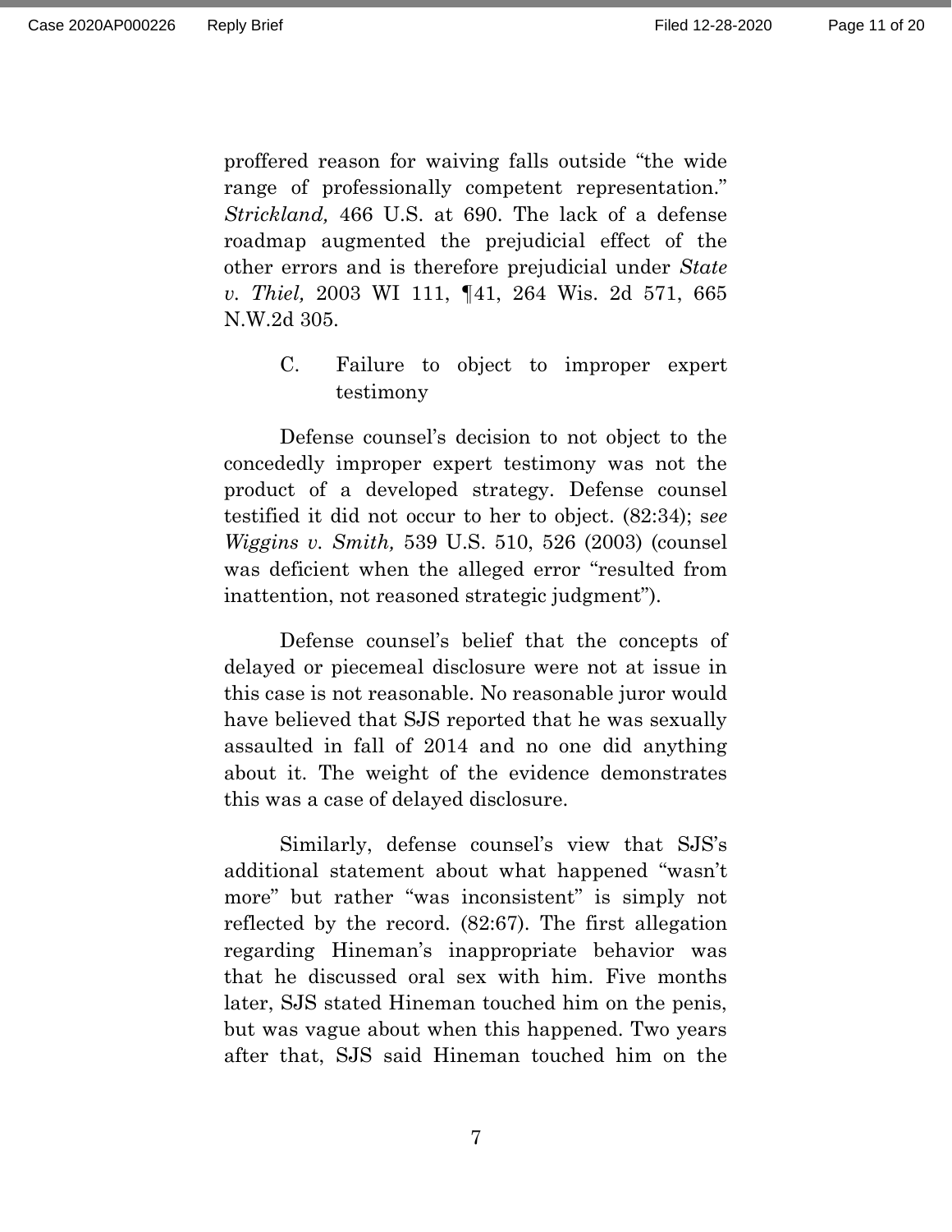proffered reason for waiving falls outside "the wide range of professionally competent representation." *Strickland,* 466 U.S. at 690. The lack of a defense roadmap augmented the prejudicial effect of the other errors and is therefore prejudicial under *State v. Thiel,* 2003 WI 111, ¶41, 264 Wis. 2d 571, 665 N.W.2d 305.

### C. Failure to object to improper expert testimony

Defense counsel's decision to not object to the concededly improper expert testimony was not the product of a developed strategy. Defense counsel testified it did not occur to her to object. (82:34); s*ee Wiggins v. Smith,* 539 U.S. 510, 526 (2003) (counsel was deficient when the alleged error "resulted from inattention, not reasoned strategic judgment").

Defense counsel's belief that the concepts of delayed or piecemeal disclosure were not at issue in this case is not reasonable. No reasonable juror would have believed that SJS reported that he was sexually assaulted in fall of 2014 and no one did anything about it. The weight of the evidence demonstrates this was a case of delayed disclosure.

Similarly, defense counsel's view that SJS's additional statement about what happened "wasn't more" but rather "was inconsistent" is simply not reflected by the record. (82:67). The first allegation regarding Hineman's inappropriate behavior was that he discussed oral sex with him. Five months later, SJS stated Hineman touched him on the penis, but was vague about when this happened. Two years after that, SJS said Hineman touched him on the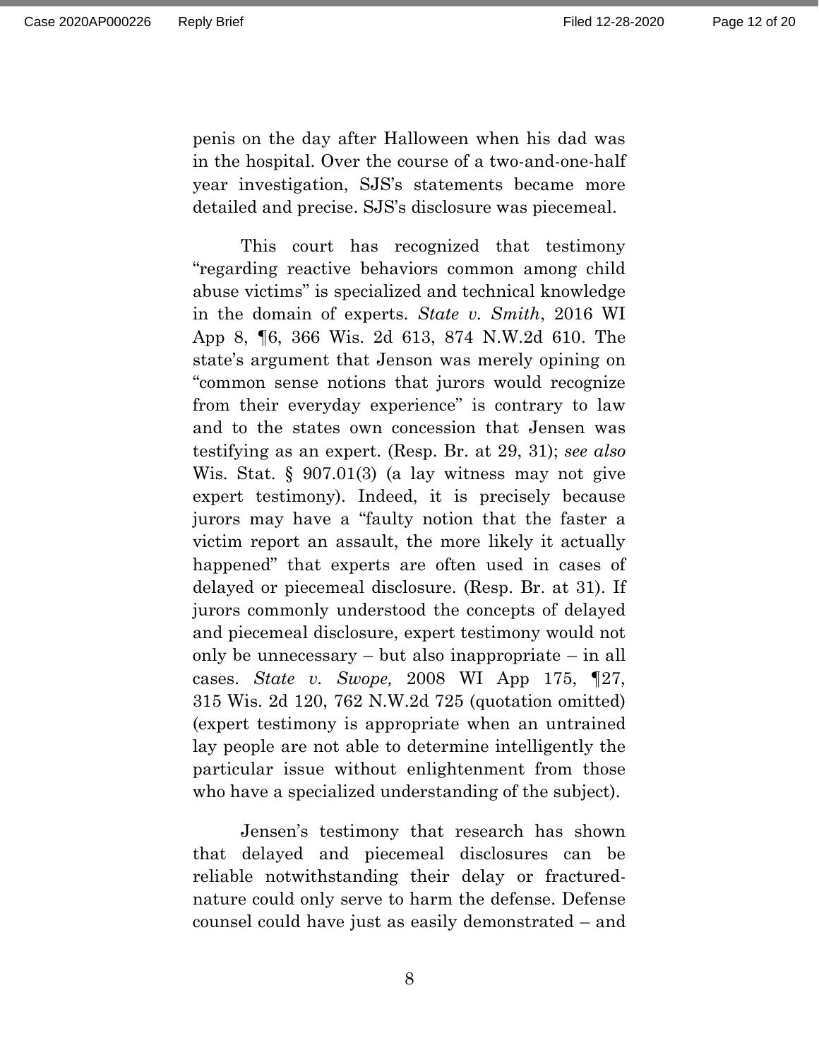penis on the day after Halloween when his dad was in the hospital. Over the course of a two-and-one-half year investigation, SJS's statements became more detailed and precise. SJS's disclosure was piecemeal.

This court has recognized that testimony "regarding reactive behaviors common among child abuse victims" is specialized and technical knowledge in the domain of experts. *State v. Smith*, 2016 WI App 8, ¶6, 366 Wis. 2d 613, 874 N.W.2d 610. The state's argument that Jenson was merely opining on "common sense notions that jurors would recognize from their everyday experience" is contrary to law and to the states own concession that Jensen was testifying as an expert. (Resp. Br. at 29, 31); *see also* Wis. Stat. § 907.01(3) (a lay witness may not give expert testimony). Indeed, it is precisely because jurors may have a "faulty notion that the faster a victim report an assault, the more likely it actually happened" that experts are often used in cases of delayed or piecemeal disclosure. (Resp. Br. at 31). If jurors commonly understood the concepts of delayed and piecemeal disclosure, expert testimony would not only be unnecessary – but also inappropriate – in all cases. *State v. Swope,* 2008 WI App 175, ¶27, 315 Wis. 2d 120, 762 N.W.2d 725 (quotation omitted) (expert testimony is appropriate when an untrained lay people are not able to determine intelligently the particular issue without enlightenment from those who have a specialized understanding of the subject).

Jensen's testimony that research has shown that delayed and piecemeal disclosures can be reliable notwithstanding their delay or fractured-nature could only serve to harm the defense. Defense counsel could have just as easily demonstrated – and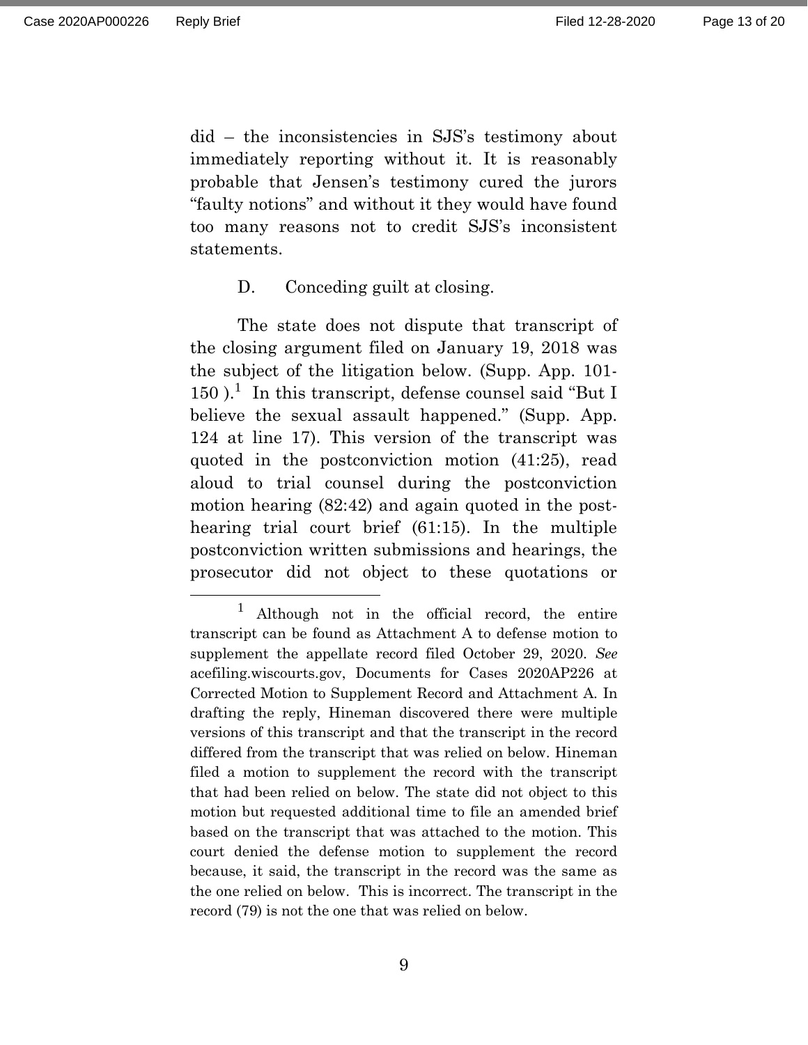did – the inconsistencies in SJS's testimony about immediately reporting without it. It is reasonably probable that Jensen's testimony cured the jurors "faulty notions" and without it they would have found too many reasons not to credit SJS's inconsistent statements.

D. Conceding guilt at closing.

The state does not dispute that transcript of the closing argument filed on January 19, 2018 was the subject of the litigation below. (Supp. App. 101-150 ).[1] In this transcript, defense counsel said "But I believe the sexual assault happened." (Supp. App. 124 at line 17). This version of the transcript was quoted in the postconviction motion (41:25), read aloud to trial counsel during the postconviction motion hearing (82:42) and again quoted in the post-hearing trial court brief (61:15). In the multiple postconviction written submissions and hearings, the prosecutor did not object to these quotations or

---

[1] Although not in the official record, the entire transcript can be found as Attachment A to defense motion to supplement the appellate record filed October 29, 2020. *See* acefiling.wiscourts.gov, Documents for Cases 2020AP226 at Corrected Motion to Supplement Record and Attachment A. In drafting the reply, Hineman discovered there were multiple versions of this transcript and that the transcript in the record differed from the transcript that was relied on below. Hineman filed a motion to supplement the record with the transcript that had been relied on below. The state did not object to this motion but requested additional time to file an amended brief based on the transcript that was attached to the motion. This court denied the defense motion to supplement the record because, it said, the transcript in the record was the same as the one relied on below. This is incorrect. The transcript in the record (79) is not the one that was relied on below.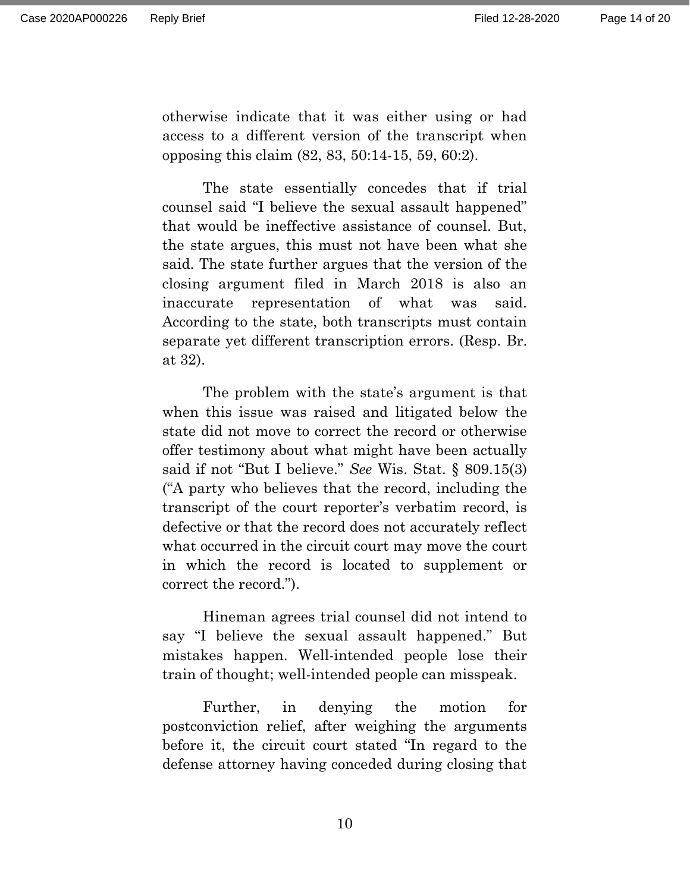otherwise indicate that it was either using or had access to a different version of the transcript when opposing this claim (82, 83, 50:14-15, 59, 60:2).

The state essentially concedes that if trial counsel said "I believe the sexual assault happened" that would be ineffective assistance of counsel. But, the state argues, this must not have been what she said. The state further argues that the version of the closing argument filed in March 2018 is also an inaccurate representation of what was said. According to the state, both transcripts must contain separate yet different transcription errors. (Resp. Br. at 32).

The problem with the state's argument is that when this issue was raised and litigated below the state did not move to correct the record or otherwise offer testimony about what might have been actually said if not "But I believe." *See* Wis. Stat. § 809.15(3) ("A party who believes that the record, including the transcript of the court reporter's verbatim record, is defective or that the record does not accurately reflect what occurred in the circuit court may move the court in which the record is located to supplement or correct the record.").

Hineman agrees trial counsel did not intend to say "I believe the sexual assault happened." But mistakes happen. Well-intended people lose their train of thought; well-intended people can misspeak.

Further, in denying the motion for postconviction relief, after weighing the arguments before it, the circuit court stated "In regard to the defense attorney having conceded during closing that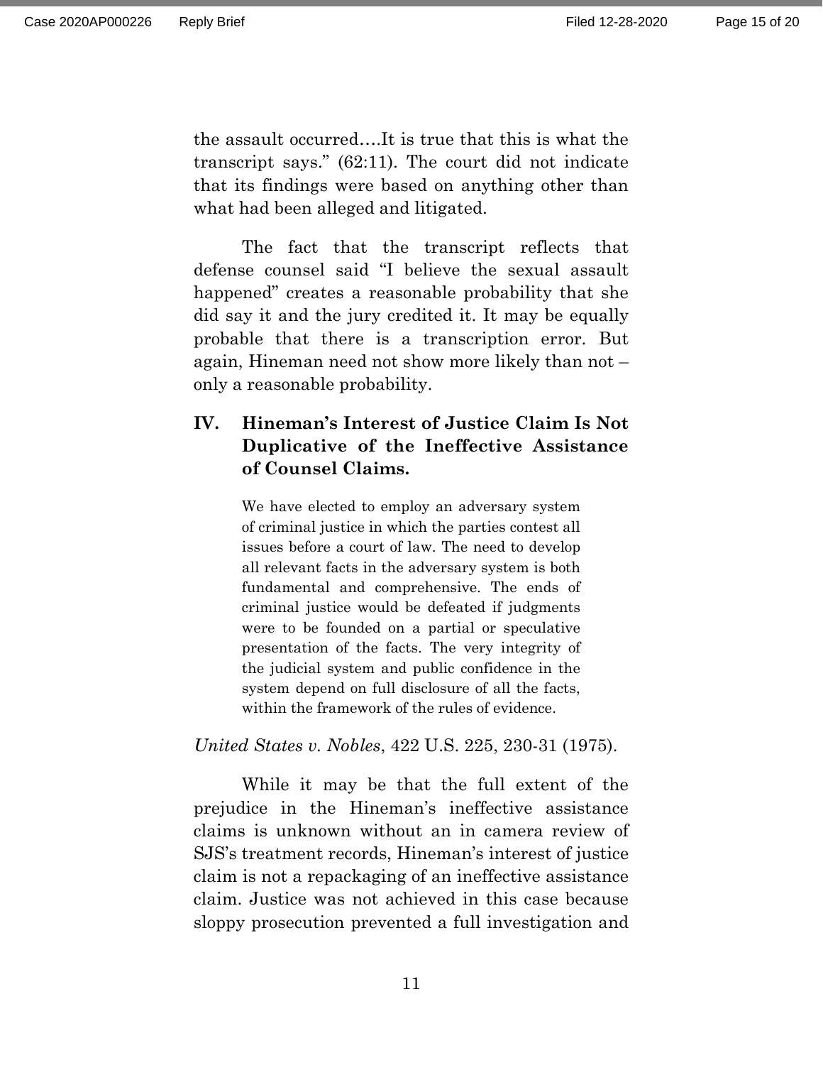the assault occurred….It is true that this is what the transcript says." (62:11). The court did not indicate that its findings were based on anything other than what had been alleged and litigated.

The fact that the transcript reflects that defense counsel said "I believe the sexual assault happened" creates a reasonable probability that she did say it and the jury credited it. It may be equally probable that there is a transcription error. But again, Hineman need not show more likely than not – only a reasonable probability.

## IV. Hineman's Interest of Justice Claim Is Not Duplicative of the Ineffective Assistance of Counsel Claims.

> We have elected to employ an adversary system of criminal justice in which the parties contest all issues before a court of law. The need to develop all relevant facts in the adversary system is both fundamental and comprehensive. The ends of criminal justice would be defeated if judgments were to be founded on a partial or speculative presentation of the facts. The very integrity of the judicial system and public confidence in the system depend on full disclosure of all the facts, within the framework of the rules of evidence.

*United States v. Nobles*, 422 U.S. 225, 230-31 (1975).

While it may be that the full extent of the prejudice in the Hineman's ineffective assistance claims is unknown without an in camera review of SJS's treatment records, Hineman's interest of justice claim is not a repackaging of an ineffective assistance claim. Justice was not achieved in this case because sloppy prosecution prevented a full investigation and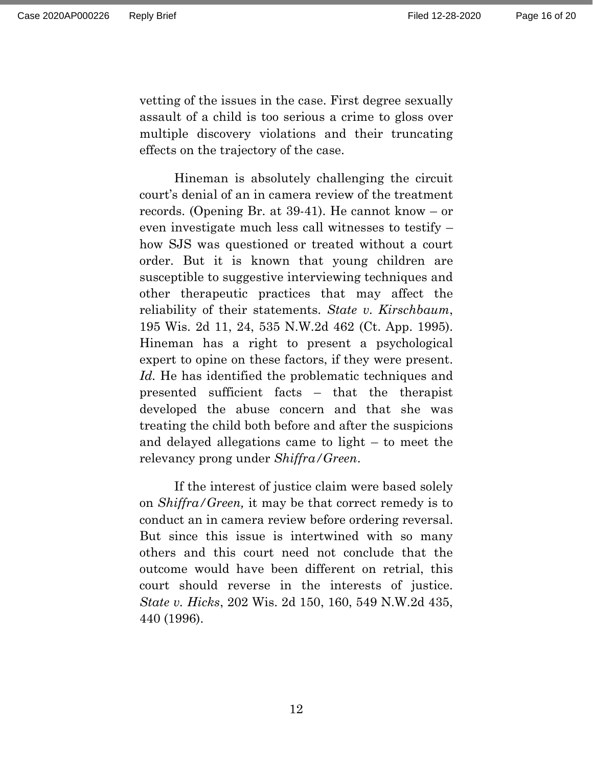vetting of the issues in the case. First degree sexually assault of a child is too serious a crime to gloss over multiple discovery violations and their truncating effects on the trajectory of the case.

Hineman is absolutely challenging the circuit court's denial of an in camera review of the treatment records. (Opening Br. at 39-41). He cannot know – or even investigate much less call witnesses to testify – how SJS was questioned or treated without a court order. But it is known that young children are susceptible to suggestive interviewing techniques and other therapeutic practices that may affect the reliability of their statements. *State v. Kirschbaum*, 195 Wis. 2d 11, 24, 535 N.W.2d 462 (Ct. App. 1995). Hineman has a right to present a psychological expert to opine on these factors, if they were present. *Id.* He has identified the problematic techniques and presented sufficient facts – that the therapist developed the abuse concern and that she was treating the child both before and after the suspicions and delayed allegations came to light – to meet the relevancy prong under *Shiffra/Green*.

If the interest of justice claim were based solely on *Shiffra/Green,* it may be that correct remedy is to conduct an in camera review before ordering reversal. But since this issue is intertwined with so many others and this court need not conclude that the outcome would have been different on retrial, this court should reverse in the interests of justice. *State v. Hicks*, 202 Wis. 2d 150, 160, 549 N.W.2d 435, 440 (1996).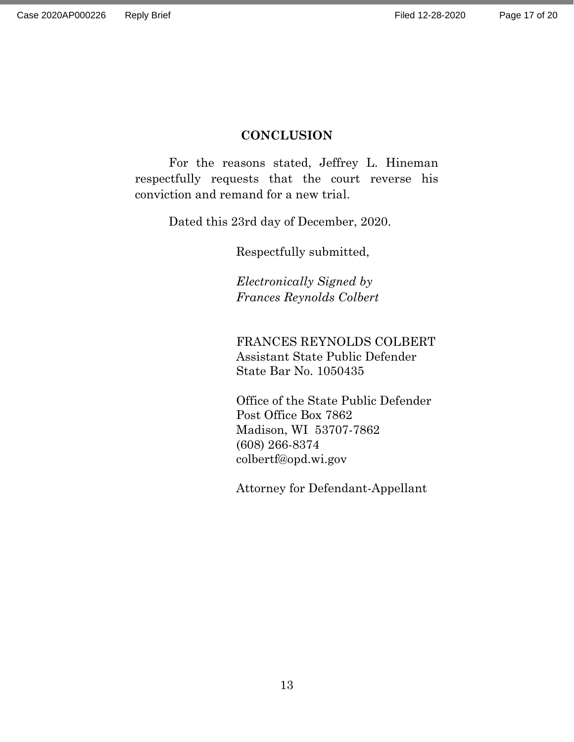## CONCLUSION

For the reasons stated, Jeffrey L. Hineman respectfully requests that the court reverse his conviction and remand for a new trial.

Dated this 23rd day of December, 2020.

Respectfully submitted,

*Electronically Signed by*
*Frances Reynolds Colbert*

FRANCES REYNOLDS COLBERT
Assistant State Public Defender
State Bar No. 1050435

Office of the State Public Defender
Post Office Box 7862
Madison, WI 53707-7862
(608) 266-8374
colbertf@opd.wi.gov

Attorney for Defendant-Appellant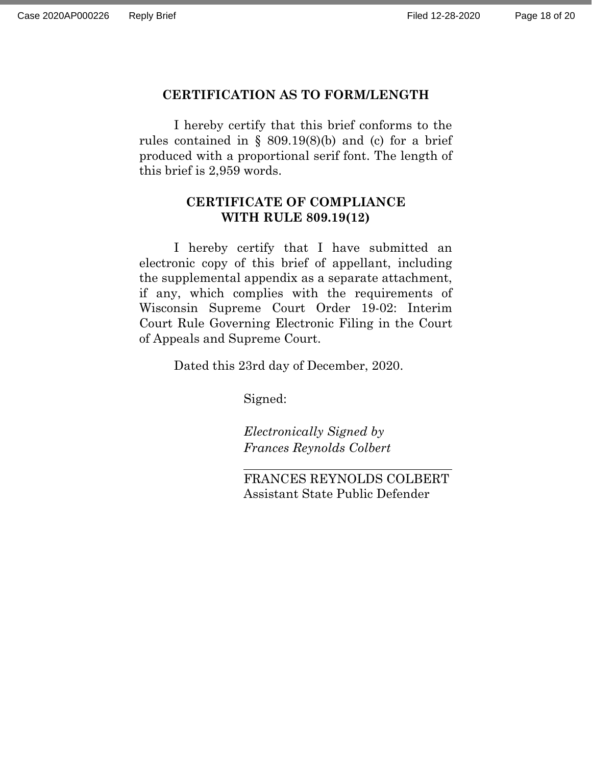## CERTIFICATION AS TO FORM/LENGTH

I hereby certify that this brief conforms to the rules contained in § 809.19(8)(b) and (c) for a brief produced with a proportional serif font. The length of this brief is 2,959 words.

## CERTIFICATE OF COMPLIANCE WITH RULE 809.19(12)

I hereby certify that I have submitted an electronic copy of this brief of appellant, including the supplemental appendix as a separate attachment, if any, which complies with the requirements of Wisconsin Supreme Court Order 19-02: Interim Court Rule Governing Electronic Filing in the Court of Appeals and Supreme Court.

Dated this 23rd day of December, 2020.

Signed:

*Electronically Signed by*
*Frances Reynolds Colbert*

FRANCES REYNOLDS COLBERT
Assistant State Public Defender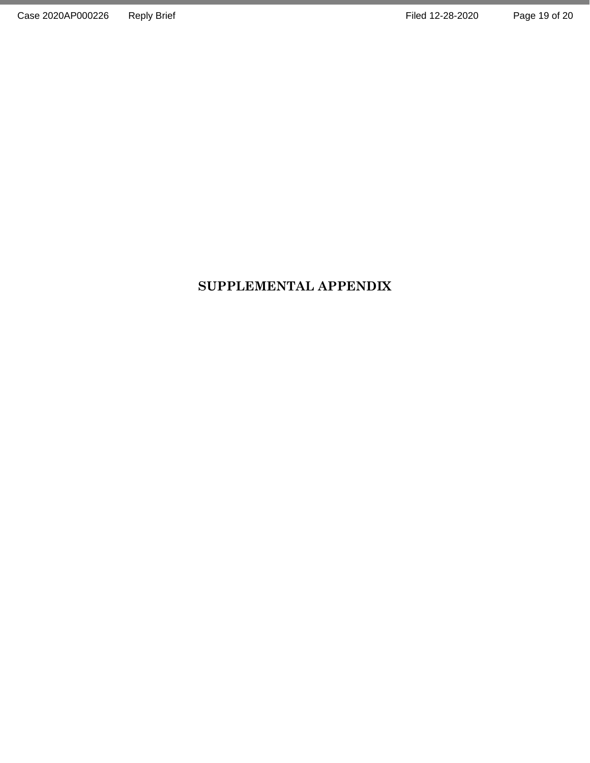# SUPPLEMENTAL APPENDIX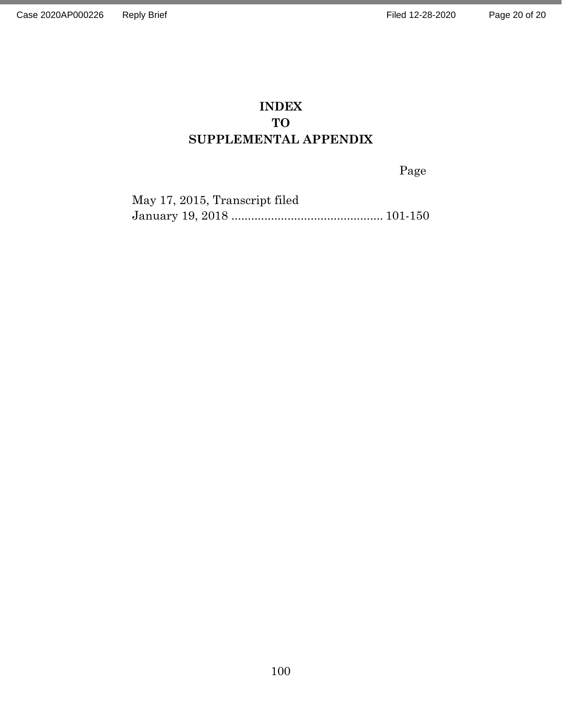# INDEX
# TO
# SUPPLEMENTAL APPENDIX

Page

May 17, 2015, Transcript filed
January 19, 2018 .............................................. 101-150